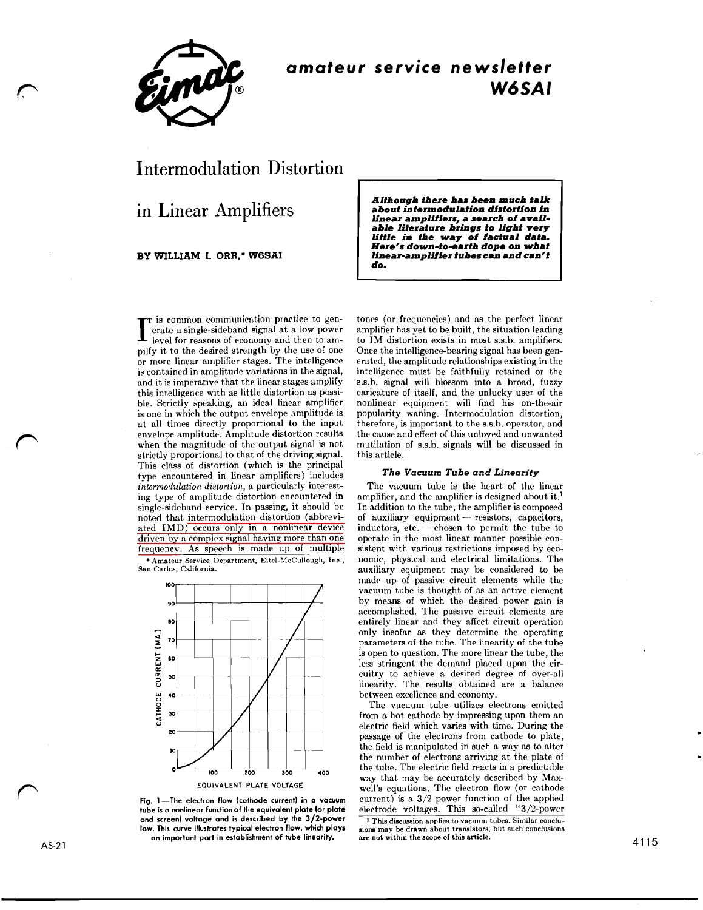# amateur service newsletter W6SAI

# Intermodulation Distortion in Linear Amplifiers

**BY WILLIAM I. ORR,* W6SAI**

> ***Although there has been much talk about intermodulation distortion in linear amplifiers, a search of available literature brings to light very little in the way of factual data. Here's down-to-earth dope on what linear-amplifier tubes can and can't do.***

It is common communication practice to generate a single-sideband signal at a low power level for reasons of economy and then to ampilfy it to the desired strength by the use of one or more linear amplifier stages. The intelligence is contained in amplitude variations in the signal, and it is imperative that the linear stages amplify this intelligence with as little distortion as possible. Strictly speaking, an ideal linear amplifier is one in which the output envelope amplitude is at all times directly proportional to the input envelope amplitude. Amplitude distortion results when the magnitude of the output signal is not strictly proportional to that of the driving signal. This class of distortion (which is the principal type encountered in linear amplifiers) includes *intermodulation distortion*, a particularly interesting type of amplitude distortion encountered in single-sideband service. In passing, it should be noted that intermodulation distortion (abbreviated IMD) occurs only in a nonlinear device driven by a complex signal having more than one frequency. As speech is made up of multiple tones (or frequencies) and as the perfect linear amplifier has yet to be built, the situation leading to IM distortion exists in most s.s.b. amplifiers. Once the intelligence-bearing signal has been generated, the amplitude relationships existing in the intelligence must be faithfully retained or the s.s.b. signal will blossom into a broad, fuzzy caricature of itself, and the unlucky user of the nonlinear equipment will find his on-the-air popularity waning. Intermodulation distortion, therefore, is important to the s.s.b. operator, and the cause and effect of this unloved and unwanted mutilation of s.s.b. signals will be discussed in this article.

\* Amateur Service Department, Eitel-McCullough, Inc., San Carlos, California.

Fig. 1—The electron flow (cathode current) in a vacuum tube is a nonlinear function of the equivalent plate (or plate and screen) voltage and is described by the 3/2-power law. This curve illustrates typical electron flow, which plays an important part in establishment of tube linearity.

### The Vacuum Tube and Linearity

The vacuum tube is the heart of the linear amplifier, and the amplifier is designed about it.[1] In addition to the tube, the amplifier is composed of auxiliary equipment — resistors, capacitors, inductors, etc. — chosen to permit the tube to operate in the most linear manner possible consistent with various restrictions imposed by economic, physical and electrical limitations. The auxiliary equipment may be considered to be made up of passive circuit elements while the vacuum tube is thought of as an active element by means of which the desired power gain is accomplished. The passive circuit elements are entirely linear and they affect circuit operation only insofar as they determine the operating parameters of the tube. The linearity of the tube is open to question. The more linear the tube, the less stringent the demand placed upon the circuitry to achieve a desired degree of over-all linearity. The results obtained are a balance between excellence and economy.

The vacuum tube utilizes electrons emitted from a hot cathode by impressing upon them an electric field which varies with time. During the passage of the electrons from cathode to plate, the field is manipulated in such a way as to alter the number of electrons arriving at the plate of the tube. The electric field reacts in a predictable way that may be accurately described by Maxwell's equations. The electron flow (or cathode current) is a 3/2 power function of the applied electrode voltages. This so-called "3/2-power

[1] This discussion applies to vacuum tubes. Similar conclusions may be drawn about transistors, but such conclusions are not within the scope of this article.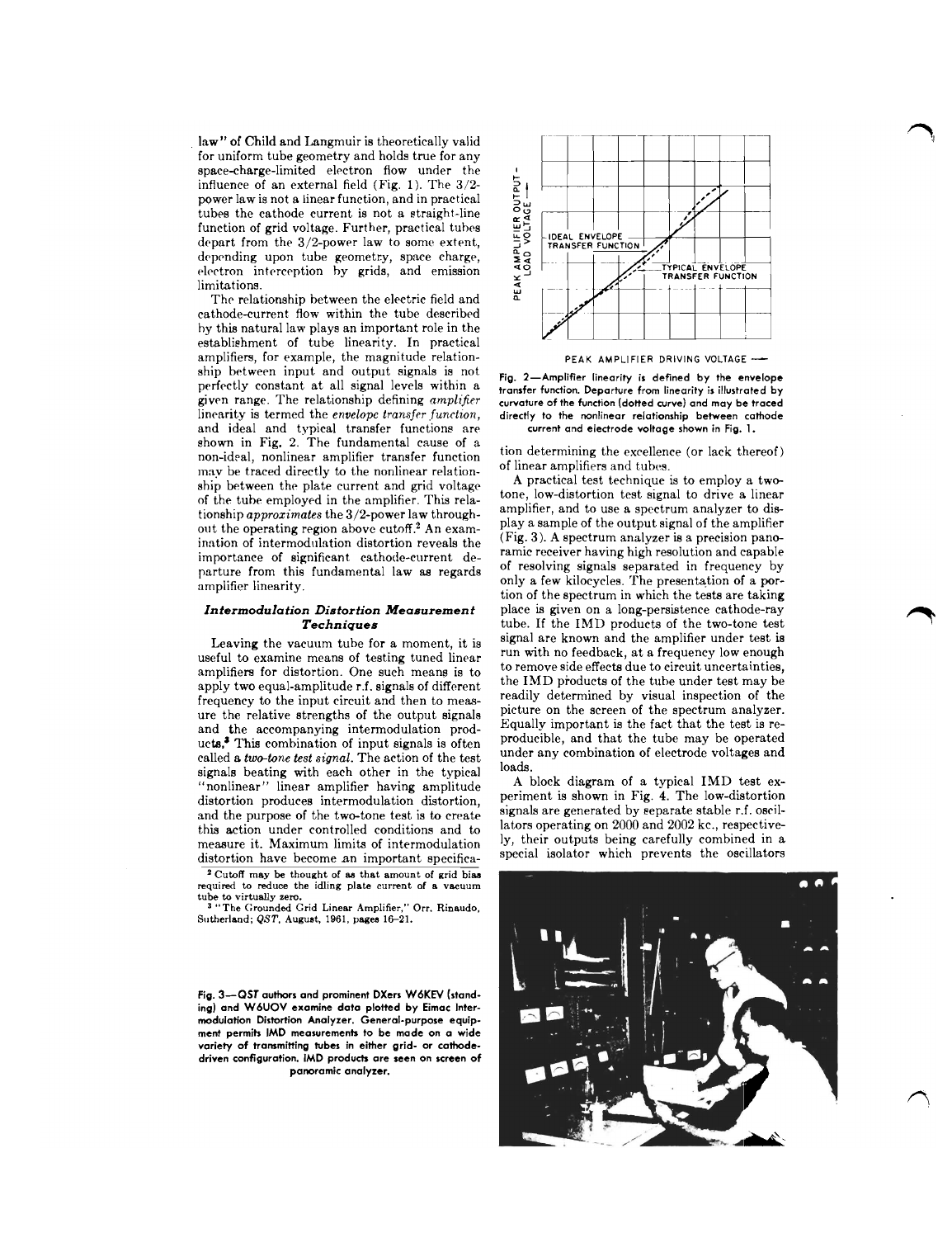law" of Child and Langmuir is theoretically valid for uniform tube geometry and holds true for any space-charge-limited electron flow under the influence of an external field (Fig. 1). The 3/2-power law is not a linear function, and in practical tubes the cathode current is not a straight-line function of grid voltage. Further, practical tubes depart from the 3/2-power law to some extent, depending upon tube geometry, space charge, electron interception by grids, and emission limitations.

The relationship between the electric field and cathode-current flow within the tube described by this natural law plays an important role in the establishment of tube linearity. In practical amplifiers, for example, the magnitude relationship between input and output signals is not perfectly constant at all signal levels within a given range. The relationship defining *amplifier* linearity is termed the *envelope transfer function*, and ideal and typical transfer functions are shown in Fig. 2. The fundamental cause of a non-ideal, nonlinear amplifier transfer function may be traced directly to the nonlinear relationship between the plate current and grid voltage of the tube employed in the amplifier. This relationship *approximates* the 3/2-power law throughout the operating region above cutoff.[2] An examination of intermodulation distortion reveals the importance of significant cathode-current departure from this fundamental law as regards amplifier linearity.

### *Intermodulation Distortion Measurement Techniques*

Leaving the vacuum tube for a moment, it is useful to examine means of testing tuned linear amplifiers for distortion. One such means is to apply two equal-amplitude r.f. signals of different frequency to the input circuit and then to measure the relative strengths of the output signals and the accompanying intermodulation products.[3] This combination of input signals is often called a *two-tone test signal*. The action of the test signals beating with each other in the typical "nonlinear" linear amplifier having amplitude distortion produces intermodulation distortion, and the purpose of the two-tone test is to create this action under controlled conditions and to measure it. Maximum limits of intermodulation distortion have become an important specification determining the excellence (or lack thereof) of linear amplifiers and tubes.

A practical test technique is to employ a two-tone, low-distortion test signal to drive a linear amplifier, and to use a spectrum analyzer to display a sample of the output signal of the amplifier (Fig. 3). A spectrum analyzer is a precision panoramic receiver having high resolution and capable of resolving signals separated in frequency by only a few kilocycles. The presentation of a portion of the spectrum in which the tests are taking place is given on a long-persistence cathode-ray tube. If the IMD products of the two-tone test signal are known and the amplifier under test is run with no feedback, at a frequency low enough to remove side effects due to circuit uncertainties, the IMD products of the tube under test may be readily determined by visual inspection of the picture on the screen of the spectrum analyzer. Equally important is the fact that the test is reproducible, and that the tube may be operated under any combination of electrode voltages and loads.

A block diagram of a typical IMD test experiment is shown in Fig. 4. The low-distortion signals are generated by separate stable r.f. oscillators operating on 2000 and 2002 kc., respectively, their outputs being carefully combined in a special isolator which prevents the oscillators

Fig. 2—Amplifier linearity is defined by the envelope transfer function. Departure from linearity is illustrated by curvature of the function (dotted curve) and may be traced directly to the nonlinear relationship between cathode current and electrode voltage shown in Fig. 1.

Fig. 3—*QST* authors and prominent DXers W6KEV (standing) and W6UOV examine data plotted by Eimac Intermodulation Distortion Analyzer. General-purpose equipment permits IMD measurements to be made on a wide variety of transmitting tubes in either grid- or cathode-driven configuration. IMD products are seen on screen of panoramic analyzer.

---

[2] Cutoff may be thought of as that amount of grid bias required to reduce the idling plate current of a vacuum tube to virtually zero.

[3] "The Grounded Grid Linear Amplifier," Orr, Rinaudo, Sutherland; *QST*, August, 1961, pages 16–21.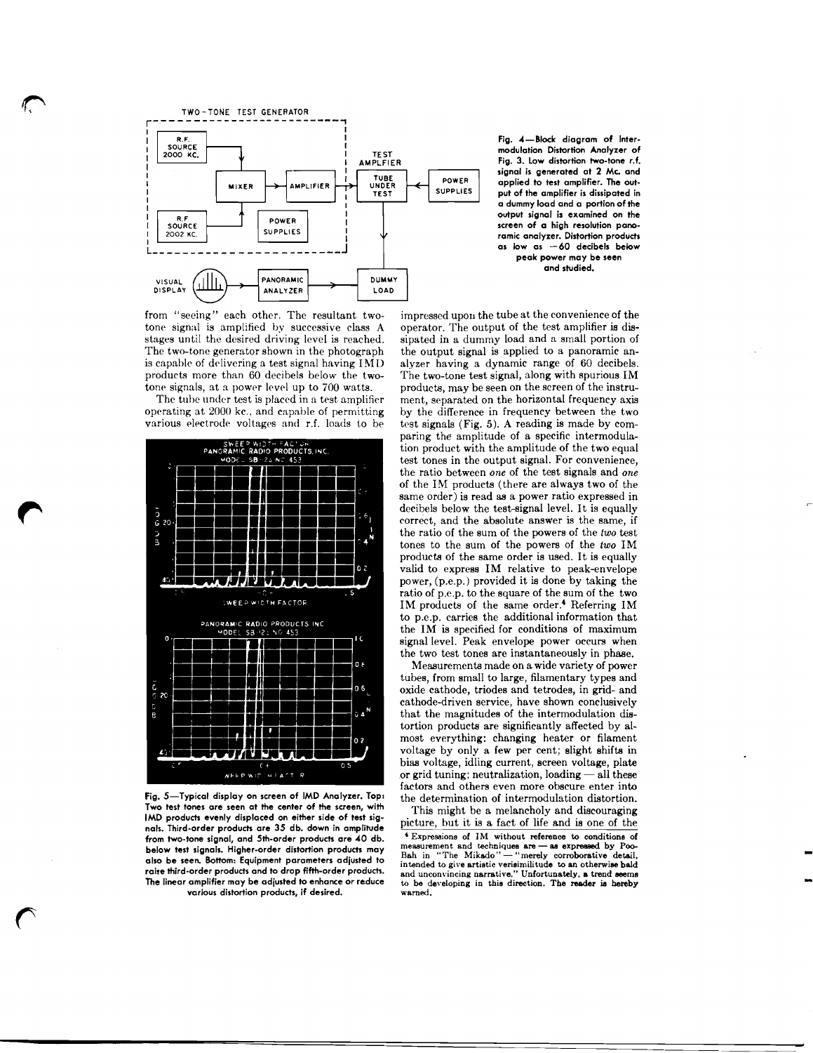Fig. 4—Block diagram of Intermodulation Distortion Analyzer of Fig. 3. Low distortion two-tone r.f. signal is generated at 2 Mc. and applied to test amplifier. The output of the amplifier is dissipated in a dummy load and a portion of the output signal is examined on the screen of a high resolution panoramic analyzer. Distortion products as low as −60 decibels below peak power may be seen and studied.

from "seeing" each other. The resultant two-tone signal is amplified by successive class A stages until the desired driving level is reached. The two-tone generator shown in the photograph is capable of delivering a test signal having IMD products more than 60 decibels below the two-tone signals, at a power level up to 700 watts.

The tube under test is placed in a test amplifier operating at 2000 kc., and capable of permitting various electrode voltages and r.f. loads to be impressed upon the tube at the convenience of the operator. The output of the test amplifier is dissipated in a dummy load and a small portion of the output signal is applied to a panoramic analyzer having a dynamic range of 60 decibels. The two-tone test signal, along with spurious IM products, may be seen on the screen of the instrument, separated on the horizontal frequency axis by the difference in frequency between the two test signals (Fig. 5). A reading is made by comparing the amplitude of a specific intermodulation product with the amplitude of the two equal test tones in the output signal. For convenience, the ratio between *one* of the test signals and *one* of the IM products (there are always two of the same order) is read as a power ratio expressed in decibels below the test-signal level. It is equally correct, and the absolute answer is the same, if the ratio of the sum of the powers of the *two* test tones to the sum of the powers of the *two* IM products of the same order is used. It is equally valid to express IM relative to peak-envelope power, (p.e.p.) provided it is done by taking the ratio of p.e.p. to the square of the sum of the two IM products of the same order.[4] Referring IM to p.e.p. carries the additional information that the IM is specified for conditions of maximum signal level. Peak envelope power occurs when the two test tones are instantaneously in phase.

Fig. 5—Typical display on screen of IMD Analyzer. Top: Two test tones are seen at the center of the screen, with IMD products evenly displaced on either side of test signals. Third-order products are 35 db. down in amplitude from two-tone signal, and 5th-order products are 40 db. below test signals. Higher-order distortion products may also be seen. Bottom: Equipment parameters adjusted to raise third-order products and to drop fifth-order products. The linear amplifier may be adjusted to enhance or reduce various distortion products, if desired.

Measurements made on a wide variety of power tubes, from small to large, filamentary types and oxide cathode, triodes and tetrodes, in grid- and cathode-driven service, have shown conclusively that the magnitudes of the intermodulation distortion products are significantly affected by almost everything: changing heater or filament voltage by only a few per cent; slight shifts in bias voltage, idling current, screen voltage, plate or grid tuning; neutralization, loading — all these factors and others even more obscure enter into the determination of intermodulation distortion.

This might be a melancholy and discouraging picture, but it is a fact of life and is one of the

[4] Expressions of IM without reference to conditions of measurement and techniques are — as expressed by Poo-Bah in "The Mikado" — "merely corroborative detail, intended to give artistic verisimilitude to an otherwise bald and unconvincing narrative." Unfortunately, a trend seems to be developing in this direction. The reader is hereby warned.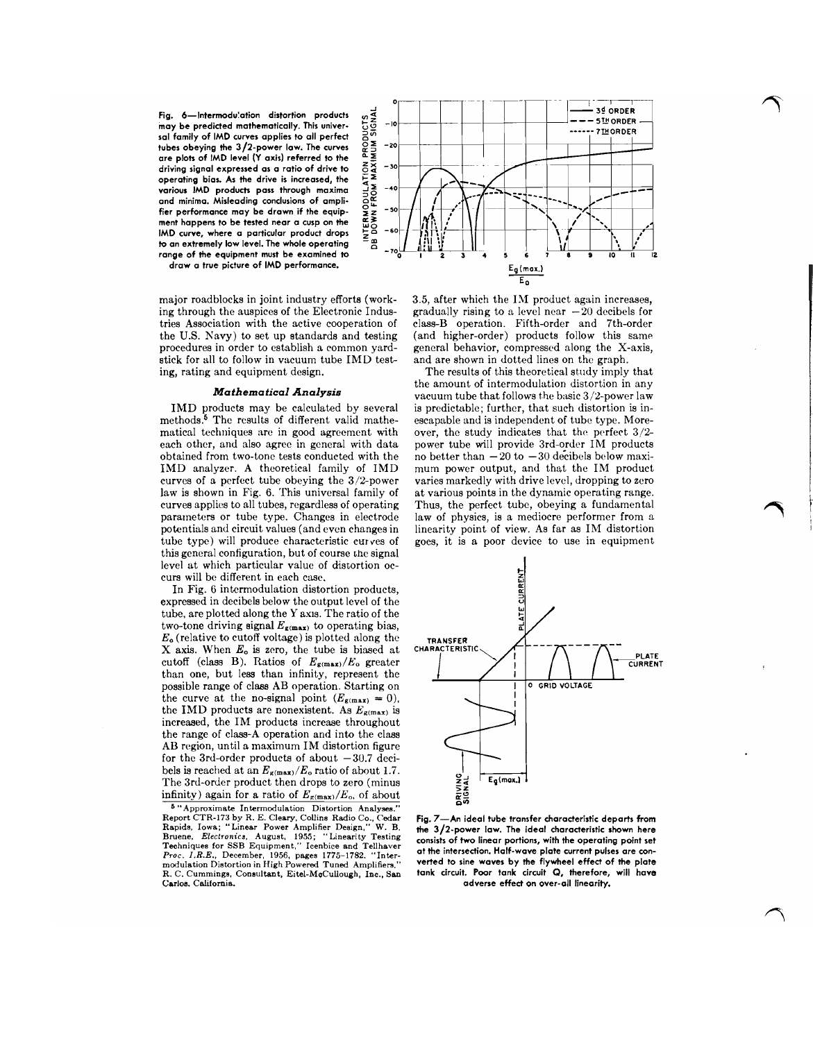Fig. 6—Intermodulation distortion products may be predicted mathematically. This universal family of IMD curves applies to all perfect tubes obeying the 3/2-power law. The curves are plots of IMD level (Y axis) referred to the driving signal expressed as a ratio of drive to operating bias. As the drive is increased, the various IMD products pass through maxima and minima. Misleading conclusions of amplifier performance may be drawn if the equipment happens to be tested near a cusp on the IMD curve, where a particular product drops to an extremely low level. The whole operating range of the equipment must be examined to draw a true picture of IMD performance.

major roadblocks in joint industry efforts (working through the auspices of the Electronic Industries Association with the active cooperation of the U.S. Navy) to set up standards and testing procedures in order to establish a common yardstick for all to follow in vacuum tube IMD testing, rating and equipment design.

### *Mathematical Analysis*

IMD products may be calculated by several methods.[5] The results of different valid mathematical techniques are in good agreement with each other, and also agree in general with data obtained from two-tone tests conducted with the IMD analyzer. A theoretical family of IMD curves of a perfect tube obeying the 3/2-power law is shown in Fig. 6. This universal family of curves applies to all tubes, regardless of operating parameters or tube type. Changes in electrode potentials and circuit values (and even changes in tube type) will produce characteristic curves of this general configuration, but of course the signal level at which particular value of distortion occurs will be different in each case.

In Fig. 6 intermodulation distortion products, expressed in decibels below the output level of the tube, are plotted along the Y axis. The ratio of the two-tone driving signal $E_{g(max)}$ to operating bias, $E_o$ (relative to cutoff voltage) is plotted along the X axis. When $E_o$ is zero, the tube is biased at cutoff (class B). Ratios of $E_{g(max)}/E_o$ greater than one, but less than infinity, represent the possible range of class AB operation. Starting on the curve at the no-signal point ($E_{g(max)} = 0$), the IMD products are nonexistent. As $E_{g(max)}$ is increased, the IM products increase throughout the range of class-A operation and into the class AB region, until a maximum IM distortion figure for the 3rd-order products of about $-30.7$ decibels is reached at an $E_{g(max)}/E_o$ ratio of about 1.7. The 3rd-order product then drops to zero (minus infinity) again for a ratio of $E_{g(max)}/E_o$ of about 3.5, after which the IM product again increases, gradually rising to a level near $-20$ decibels for class-B operation. Fifth-order and 7th-order (and higher-order) products follow this same general behavior, compressed along the X-axis, and are shown in dotted lines on the graph.

The results of this theoretical study imply that the amount of intermodulation distortion in any vacuum tube that follows the basic 3/2-power law is predictable; further, that such distortion is inescapable and is independent of tube type. Moreover, the study indicates that the perfect 3/2-power tube will provide 3rd-order IM products no better than $-20$ to $-30$ decibels below maximum power output, and that the IM product varies markedly with drive level, dropping to zero at various points in the dynamic operating range. Thus, the perfect tube, obeying a fundamental law of physics, is a mediocre performer from a linearity point of view. As far as IM distortion goes, it is a poor device to use in equipment

Fig. 7—An ideal tube transfer characteristic departs from the 3/2-power law. The ideal characteristic shown here consists of two linear portions, with the operating point set at the intersection. Half-wave plate current pulses are converted to sine waves by the flywheel effect of the plate tank circuit. Poor tank circuit Q, therefore, will have adverse effect on over-all linearity.

[5] "Approximate Intermodulation Distortion Analyses." Report CTR-173 by R. E. Cleary, Collins Radio Co., Cedar Rapids, Iowa; "Linear Power Amplifier Design," W. B. Bruene, *Electronics*, August, 1955; "Linearity Testing Techniques for SSB Equipment," Icenbice and Tellhaver *Proc. I.R.E.*, December, 1956, pages 1775-1782. "Intermodulation Distortion in High Powered Tuned Amplifiers," R. C. Cummings, Consultant, Eitel-McCullough, Inc., San Carlos, California.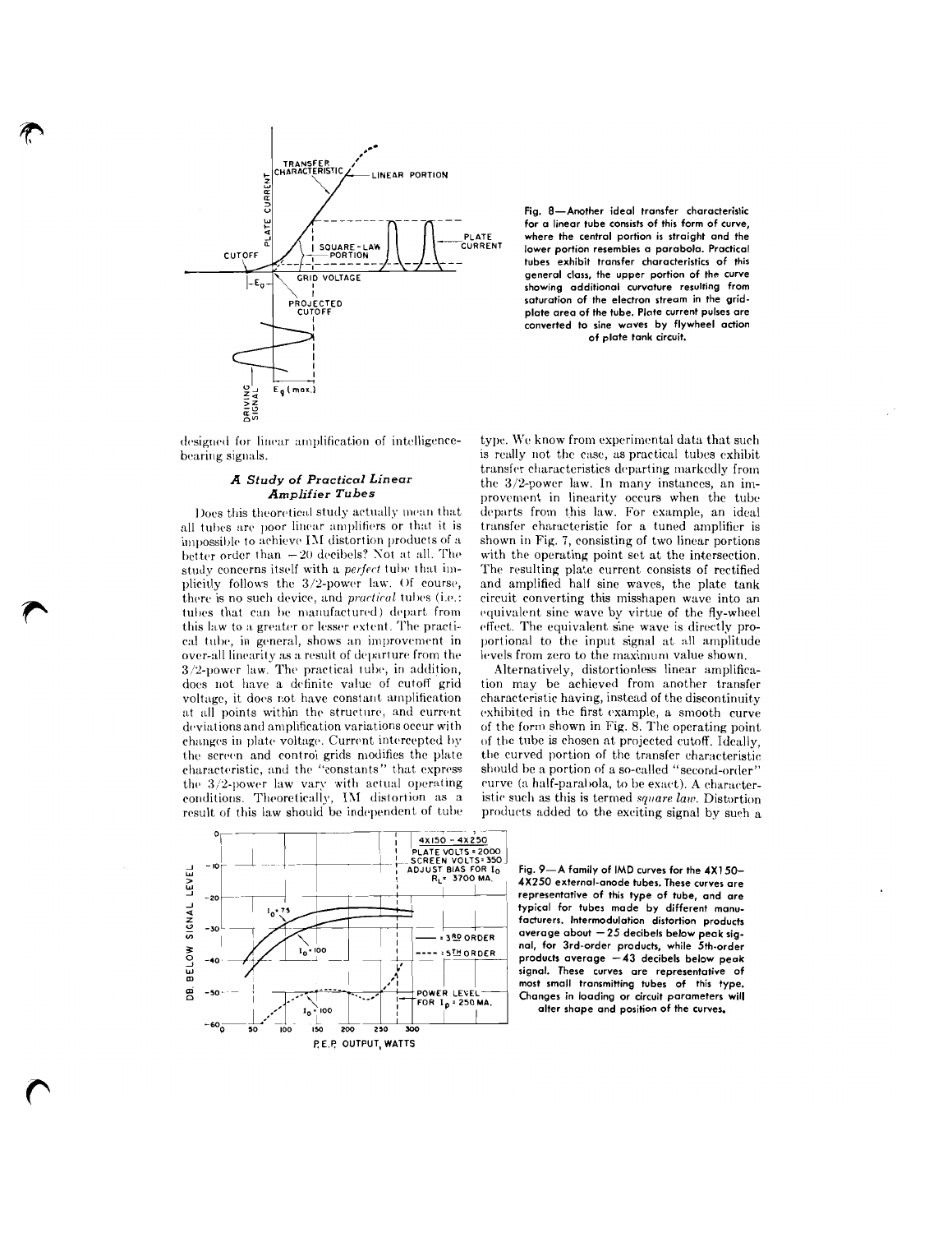Fig. 8—Another ideal transfer characteristic for a linear tube consists of this form of curve, where the central portion is straight and the lower portion resembles a parabola. Practical tubes exhibit transfer characteristics of this general class, the upper portion of the curve showing additional curvature resulting from saturation of the electron stream in the grid-plate area of the tube. Plate current pulses are converted to sine waves by flywheel action of plate tank circuit.

designed for linear amplification of intelligence-bearing signals.

### *A Study of Practical Linear Amplifier Tubes*

Does this theoretical study actually mean that all tubes are poor linear amplifiers or that it is impossible to achieve IM distortion products of a better order than −20 decibels? Not at all. The study concerns itself with a *perfect* tube that implicitly follows the 3/2-power law. Of course, there is no such device, and *practical* tubes (i.e.: tubes that can be manufactured) depart from this law to a greater or lesser extent. The practical tube, in general, shows an improvement in over-all linearity as a result of departure from the 3/2-power law. The practical tube, in addition, does not have a definite value of cutoff grid voltage, it does not have constant amplification at all points within the structure, and current deviations and amplification variations occur with changes in plate voltage. Current intercepted by the screen and control grids modifies the plate characteristic, and the "constants" that express the 3/2-power law vary with actual operating conditions. Theoretically, IM distortion as a result of this law should be independent of tube type. We know from experimental data that such is really not the case, as practical tubes exhibit transfer characteristics departing markedly from the 3/2-power law. In many instances, an improvement in linearity occurs when the tube departs from this law. For example, an ideal transfer characteristic for a tuned amplifier is shown in Fig. 7, consisting of two linear portions with the operating point set at the intersection. The resulting plate current consists of rectified and amplified half sine waves, the plate tank circuit converting this misshapen wave into an equivalent sine wave by virtue of the fly-wheel effect. The equivalent sine wave is directly proportional to the input signal at all amplitude levels from zero to the maximum value shown.

Alternatively, distortionless linear amplification may be achieved from another transfer characteristic having, instead of the discontinuity exhibited in the first example, a smooth curve of the form shown in Fig. 8. The operating point of the tube is chosen at projected cutoff. Ideally, the curved portion of the transfer characteristic should be a portion of a so-called "second-order" curve (a half-parabola, to be exact). A characteristic such as this is termed *square law*. Distortion products added to the exciting signal by such a

Fig. 9—A family of IMD curves for the 4X150-4X250 external-anode tubes. These curves are representative of this type of tube, and are typical for tubes made by different manufacturers. Intermodulation distortion products average about −25 decibels below peak signal, for 3rd-order products, while 5th-order products average −43 decibels below peak signal. These curves are representative of most small transmitting tubes of this type. Changes in loading or circuit parameters will alter shape and position of the curves.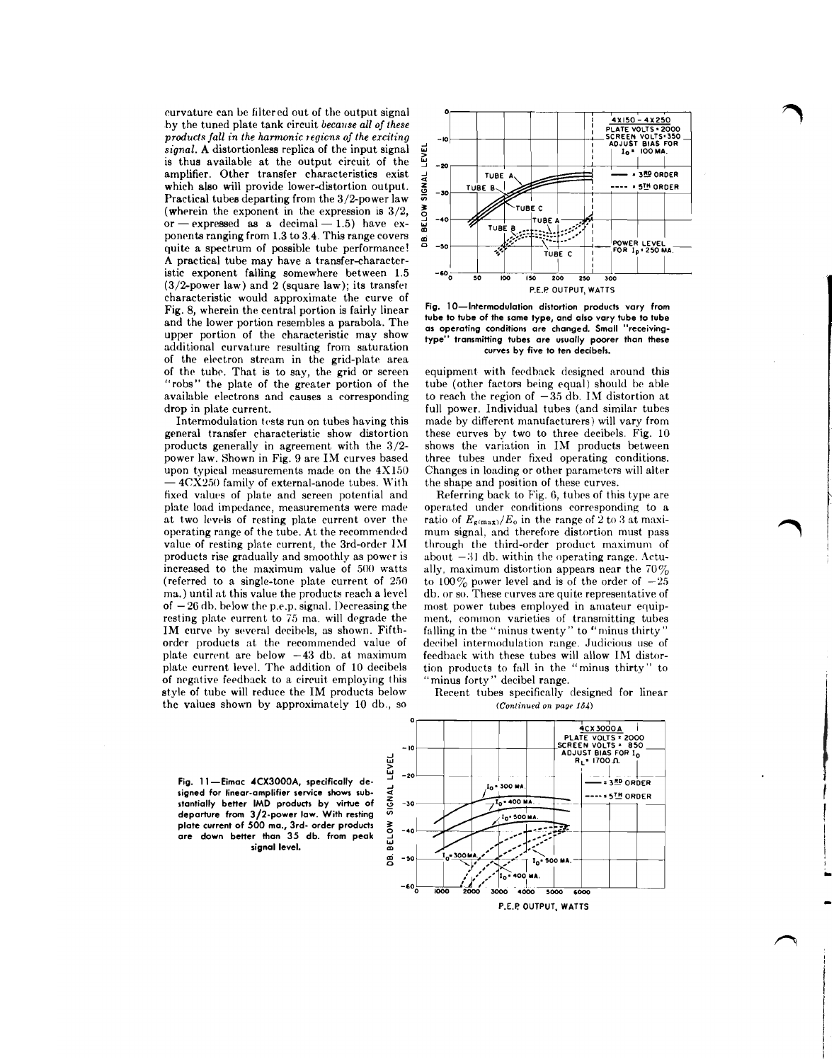curvature can be filtered out of the output signal by the tuned plate tank circuit *because all of these products fall in the harmonic regions of the exciting signal.* A distortionless replica of the input signal is thus available at the output circuit of the amplifier. Other transfer characteristics exist which also will provide lower-distortion output. Practical tubes departing from the 3/2-power law (wherein the exponent in the expression is 3/2, or — expressed as a decimal — 1.5) have exponents ranging from 1.3 to 3.4. This range covers quite a spectrum of possible tube performance! A practical tube may have a transfer-characteristic exponent falling somewhere between 1.5 (3/2-power law) and 2 (square law); its transfer characteristic would approximate the curve of Fig. 8, wherein the central portion is fairly linear and the lower portion resembles a parabola. The upper portion of the characteristic may show additional curvature resulting from saturation of the electron stream in the grid-plate area of the tube. That is to say, the grid or screen "robs" the plate of the greater portion of the available electrons and causes a corresponding drop in plate current.

Intermodulation tests run on tubes having this general transfer characteristic show distortion products generally in agreement with the 3/2-power law. Shown in Fig. 9 are IM curves based upon typical measurements made on the 4X150 — 4CX250 family of external-anode tubes. With fixed values of plate and screen potential and plate load impedance, measurements were made at two levels of resting plate current over the operating range of the tube. At the recommended value of resting plate current, the 3rd-order IM products rise gradually and smoothly as power is increased to the maximum value of 500 watts (referred to a single-tone plate current of 250 ma.) until at this value the products reach a level of −26 db. below the p.e.p. signal. Decreasing the resting plate current to 75 ma. will degrade the IM curve by several decibels, as shown. Fifth-order products at the recommended value of plate current are below −43 db. at maximum plate current level. The addition of 10 decibels of negative feedback to a circuit employing this style of tube will reduce the IM products below the values shown by approximately 10 db., so equipment with feedback designed around this tube (other factors being equal) should be able to reach the region of −35 db. IM distortion at full power. Individual tubes (and similar tubes made by different manufacturers) will vary from these curves by two to three decibels. Fig. 10 shows the variation in IM products between three tubes under fixed operating conditions. Changes in loading or other parameters will alter the shape and position of these curves.

**Fig. 10—Intermodulation distortion products vary from tube to tube of the same type, and also vary tube to tube as operating conditions are changed. Small "receiving-type" transmitting tubes are usually poorer than these curves by five to ten decibels.**

Referring back to Fig. 6, tubes of this type are operated under conditions corresponding to a ratio of $E_{g(max)}/E_o$ in the range of 2 to 3 at maximum signal, and therefore distortion must pass through the third-order product maximum of about −31 db. within the operating range. Actually, maximum distortion appears near the 70% to 100% power level and is of the order of −25 db. or so. These curves are quite representative of most power tubes employed in amateur equipment, common varieties of transmitting tubes falling in the "minus twenty" to "minus thirty" decibel intermodulation range. Judicious use of feedback with these tubes will allow IM distortion products to fall in the "minus thirty" to "minus forty" decibel range.

Recent tubes specifically designed for linear

*(Continued on page 154)*

**Fig. 11—Eimac 4CX3000A, specifically designed for linear-amplifier service shows substantially better IMD products by virtue of departure from 3/2-power law. With resting plate current of 500 ma., 3rd- order products are down better than 35 db. from peak signal level.**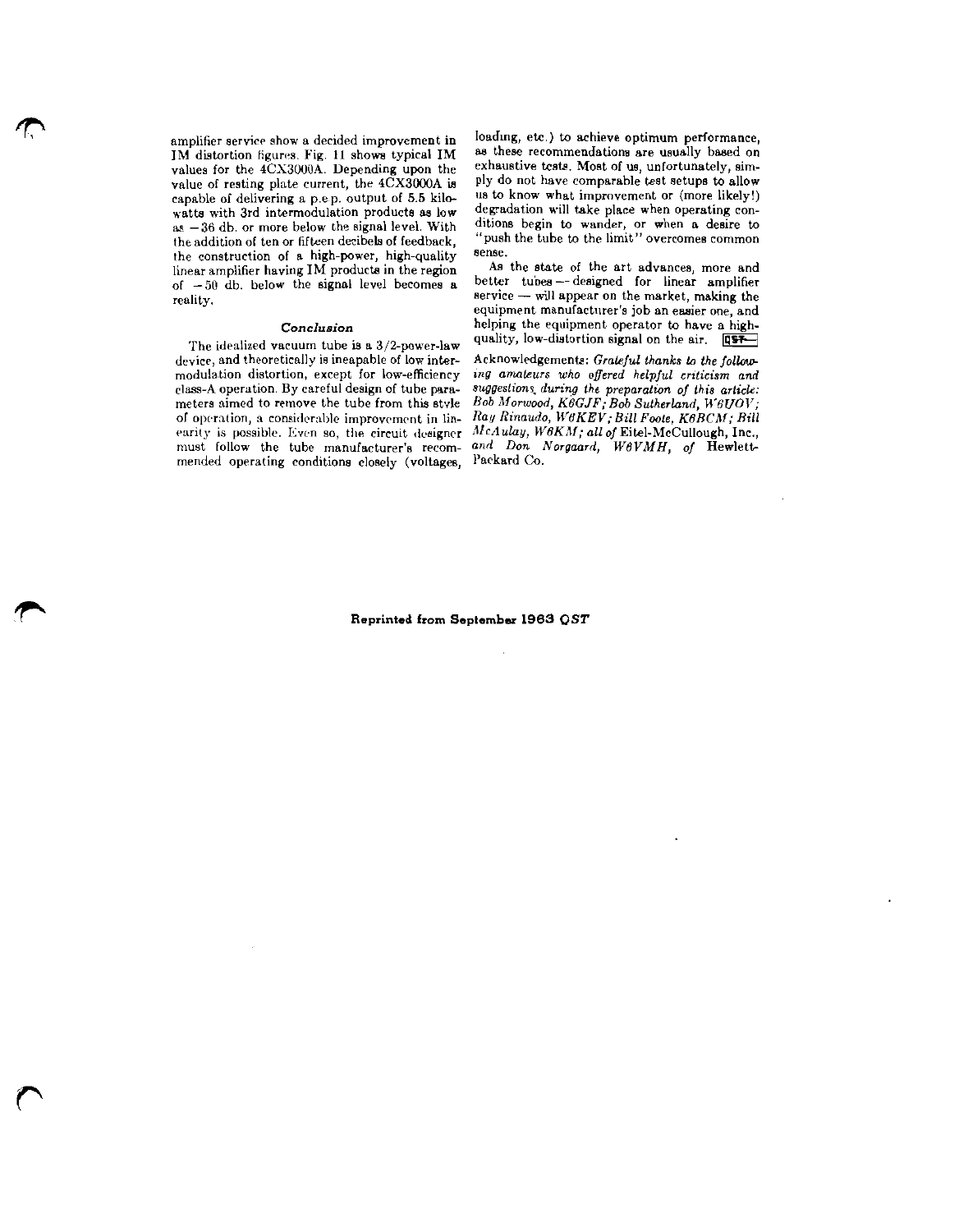amplifier service show a decided improvement in IM distortion figures. Fig. 11 shows typical IM values for the 4CX3000A. Depending upon the value of resting plate current, the 4CX3000A is capable of delivering a p.e.p. output of 5.5 kilowatts with 3rd intermodulation products as low as −36 db. or more below the signal level. With the addition of ten or fifteen decibels of feedback, the construction of a high-power, high-quality linear amplifier having IM products in the region of −50 db. below the signal level becomes a reality.

### *Conclusion*

The idealized vacuum tube is a 3/2-power-law device, and theoretically is ineapable of low intermodulation distortion, except for low-efficiency class-A operation. By careful design of tube parameters aimed to remove the tube from this style of operation, a considerable improvement in linearity is possible. Even so, the circuit designer must follow the tube manufacturer's recommended operating conditions closely (voltages, loading, etc.) to achieve optimum performance, as these recommendations are usually based on exhaustive tests. Most of us, unfortunately, simply do not have comparable test setups to allow us to know what improvement or (more likely!) degradation will take place when operating conditions begin to wander, or when a desire to "push the tube to the limit" overcomes common sense.

As the state of the art advances, more and better tubes — designed for linear amplifier service — will appear on the market, making the equipment manufacturer's job an easier one, and helping the equipment operator to have a high-quality, low-distortion signal on the air. QST

Acknowledgements: *Grateful thanks to the following amateurs who offered helpful criticism and suggestions during the preparation of this article: Bob Morwood, K6GJF; Bob Sutherland, W6UOV; Ray Rinaudo, W6KEV; Bill Foote, K6BCM; Bill McAulay, W6KM; all of* Eitel-McCullough, Inc., *and Don Norgaard, W6VMH, of* Hewlett-Packard Co.

**Reprinted from September 1963 *QST***